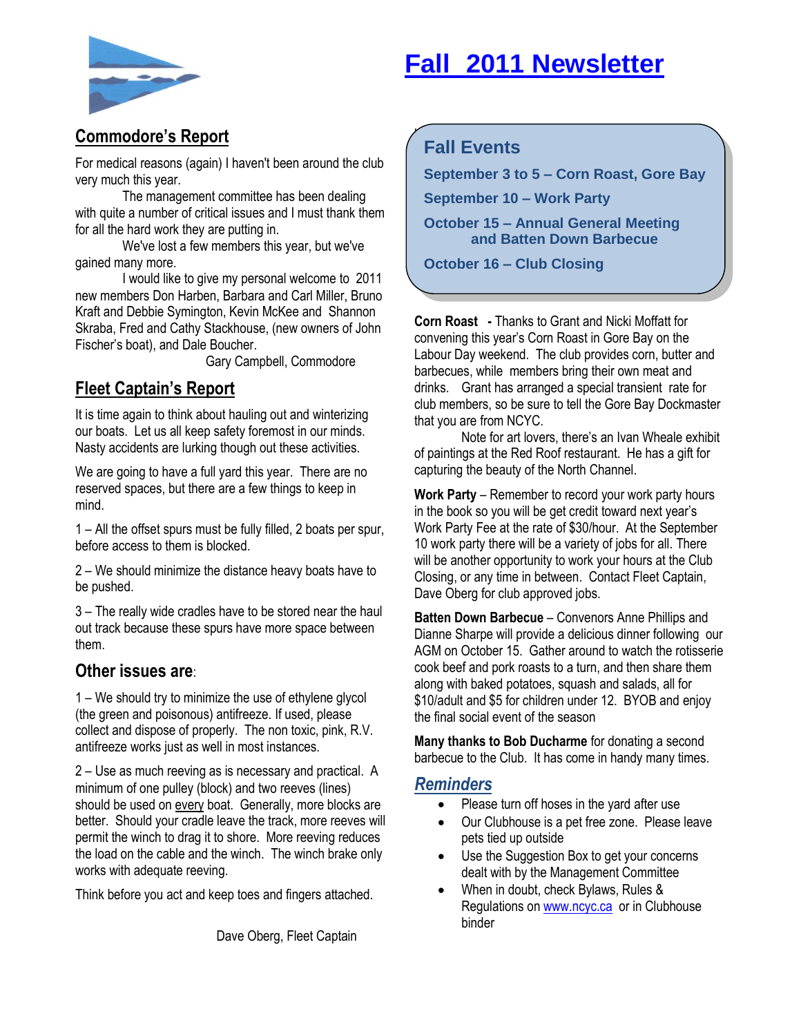# Fall 2011 Newsletter

## Commodore's Report

For medical reasons (again) I haven't been around the club very much this year.

The management committee has been dealing with quite a number of critical issues and I must thank them for all the hard work they are putting in.

We've lost a few members this year, but we've gained many more.

I would like to give my personal welcome to 2011 new members Don Harben, Barbara and Carl Miller, Bruno Kraft and Debbie Symington, Kevin McKee and Shannon Skraba, Fred and Cathy Stackhouse, (new owners of John Fischer's boat), and Dale Boucher.

Gary Campbell, Commodore

## Fleet Captain's Report

It is time again to think about hauling out and winterizing our boats. Let us all keep safety foremost in our minds. Nasty accidents are lurking though out these activities.

We are going to have a full yard this year. There are no reserved spaces, but there are a few things to keep in mind.

1 – All the offset spurs must be fully filled, 2 boats per spur, before access to them is blocked.

2 – We should minimize the distance heavy boats have to be pushed.

3 – The really wide cradles have to be stored near the haul out track because these spurs have more space between them.

### Other issues are:

1 – We should try to minimize the use of ethylene glycol (the green and poisonous) antifreeze. If used, please collect and dispose of properly. The non toxic, pink, R.V. antifreeze works just as well in most instances.

2 – Use as much reeving as is necessary and practical. A minimum of one pulley (block) and two reeves (lines) should be used on every boat. Generally, more blocks are better. Should your cradle leave the track, more reeves will permit the winch to drag it to shore. More reeving reduces the load on the cable and the winch. The winch brake only works with adequate reeving.

Think before you act and keep toes and fingers attached.

Dave Oberg, Fleet Captain

## Fall Events

**September 3 to 5 – Corn Roast, Gore Bay**

**September 10 – Work Party**

**October 15 – Annual General Meeting and Batten Down Barbecue**

**October 16 – Club Closing**

**Corn Roast** - Thanks to Grant and Nicki Moffatt for convening this year's Corn Roast in Gore Bay on the Labour Day weekend. The club provides corn, butter and barbecues, while members bring their own meat and drinks. Grant has arranged a special transient rate for club members, so be sure to tell the Gore Bay Dockmaster that you are from NCYC.

Note for art lovers, there's an Ivan Wheale exhibit of paintings at the Red Roof restaurant. He has a gift for capturing the beauty of the North Channel.

**Work Party** – Remember to record your work party hours in the book so you will be get credit toward next year's Work Party Fee at the rate of $30/hour. At the September 10 work party there will be a variety of jobs for all. There will be another opportunity to work your hours at the Club Closing, or any time in between. Contact Fleet Captain, Dave Oberg for club approved jobs.

**Batten Down Barbecue** – Convenors Anne Phillips and Dianne Sharpe will provide a delicious dinner following our AGM on October 15. Gather around to watch the rotisserie cook beef and pork roasts to a turn, and then share them along with baked potatoes, squash and salads, all for $10/adult and $5 for children under 12. BYOB and enjoy the final social event of the season

**Many thanks to Bob Ducharme** for donating a second barbecue to the Club. It has come in handy many times.

## *Reminders*

- Please turn off hoses in the yard after use
- Our Clubhouse is a pet free zone. Please leave pets tied up outside
- Use the Suggestion Box to get your concerns dealt with by the Management Committee
- When in doubt, check Bylaws, Rules & Regulations on www.ncyc.ca or in Clubhouse binder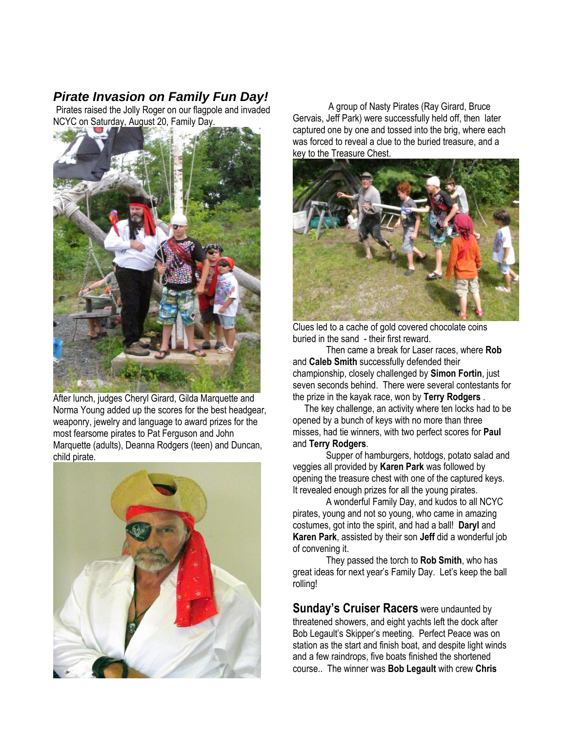## *Pirate Invasion on Family Fun Day!*

Pirates raised the Jolly Roger on our flagpole and invaded NCYC on Saturday, August 20, Family Day.

After lunch, judges Cheryl Girard, Gilda Marquette and Norma Young added up the scores for the best headgear, weaponry, jewelry and language to award prizes for the most fearsome pirates to Pat Ferguson and John Marquette (adults), Deanna Rodgers (teen) and Duncan, child pirate.

A group of Nasty Pirates (Ray Girard, Bruce Gervais, Jeff Park) were successfully held off, then later captured one by one and tossed into the brig, where each was forced to reveal a clue to the buried treasure, and a key to the Treasure Chest.

Clues led to a cache of gold covered chocolate coins buried in the sand - their first reward.

Then came a break for Laser races, where **Rob** and **Caleb Smith** successfully defended their championship, closely challenged by **Simon Fortin**, just seven seconds behind. There were several contestants for the prize in the kayak race, won by **Terry Rodgers** .

The key challenge, an activity where ten locks had to be opened by a bunch of keys with no more than three misses, had tie winners, with two perfect scores for **Paul** and **Terry Rodgers**.

Supper of hamburgers, hotdogs, potato salad and veggies all provided by **Karen Park** was followed by opening the treasure chest with one of the captured keys. It revealed enough prizes for all the young pirates.

A wonderful Family Day, and kudos to all NCYC pirates, young and not so young, who came in amazing costumes, got into the spirit, and had a ball! **Daryl** and **Karen Park**, assisted by their son **Jeff** did a wonderful job of convening it.

They passed the torch to **Rob Smith**, who has great ideas for next year's Family Day. Let's keep the ball rolling!

**Sunday's Cruiser Racers** were undaunted by threatened showers, and eight yachts left the dock after Bob Legault's Skipper's meeting. Perfect Peace was on station as the start and finish boat, and despite light winds and a few raindrops, five boats finished the shortened course.. The winner was **Bob Legault** with crew **Chris**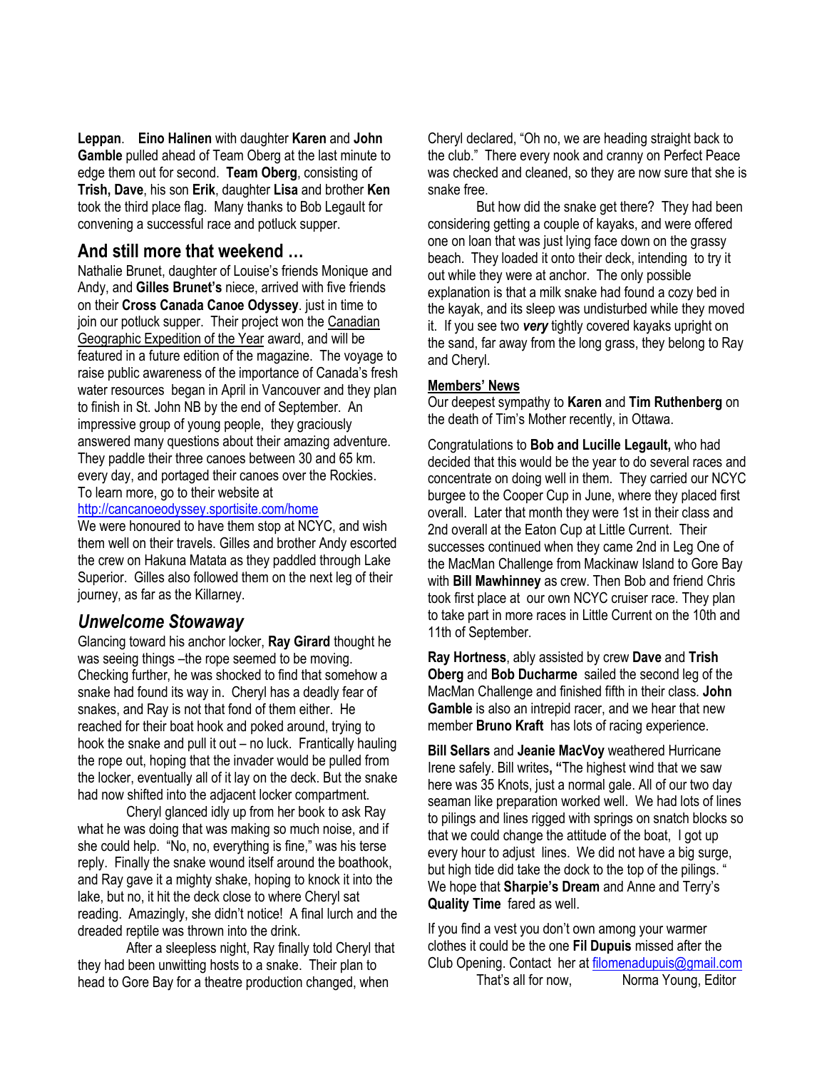**Leppan**. **Eino Halinen** with daughter **Karen** and **John Gamble** pulled ahead of Team Oberg at the last minute to edge them out for second. **Team Oberg**, consisting of **Trish, Dave**, his son **Erik**, daughter **Lisa** and brother **Ken** took the third place flag. Many thanks to Bob Legault for convening a successful race and potluck supper.

## And still more that weekend …

Nathalie Brunet, daughter of Louise's friends Monique and Andy, and **Gilles Brunet's** niece, arrived with five friends on their **Cross Canada Canoe Odyssey**. just in time to join our potluck supper. Their project won the Canadian Geographic Expedition of the Year award, and will be featured in a future edition of the magazine. The voyage to raise public awareness of the importance of Canada's fresh water resources began in April in Vancouver and they plan to finish in St. John NB by the end of September. An impressive group of young people, they graciously answered many questions about their amazing adventure. They paddle their three canoes between 30 and 65 km. every day, and portaged their canoes over the Rockies. To learn more, go to their website at http://cancanoeodyssey.sportisite.com/home

We were honoured to have them stop at NCYC, and wish them well on their travels. Gilles and brother Andy escorted the crew on Hakuna Matata as they paddled through Lake Superior. Gilles also followed them on the next leg of their journey, as far as the Killarney.

## *Unwelcome Stowaway*

Glancing toward his anchor locker, **Ray Girard** thought he was seeing things –the rope seemed to be moving. Checking further, he was shocked to find that somehow a snake had found its way in. Cheryl has a deadly fear of snakes, and Ray is not that fond of them either. He reached for their boat hook and poked around, trying to hook the snake and pull it out – no luck. Frantically hauling the rope out, hoping that the invader would be pulled from the locker, eventually all of it lay on the deck. But the snake had now shifted into the adjacent locker compartment.

Cheryl glanced idly up from her book to ask Ray what he was doing that was making so much noise, and if she could help. "No, no, everything is fine," was his terse reply. Finally the snake wound itself around the boathook, and Ray gave it a mighty shake, hoping to knock it into the lake, but no, it hit the deck close to where Cheryl sat reading. Amazingly, she didn't notice! A final lurch and the dreaded reptile was thrown into the drink.

After a sleepless night, Ray finally told Cheryl that they had been unwitting hosts to a snake. Their plan to head to Gore Bay for a theatre production changed, when Cheryl declared, "Oh no, we are heading straight back to the club." There every nook and cranny on Perfect Peace was checked and cleaned, so they are now sure that she is snake free.

But how did the snake get there? They had been considering getting a couple of kayaks, and were offered one on loan that was just lying face down on the grassy beach. They loaded it onto their deck, intending to try it out while they were at anchor. The only possible explanation is that a milk snake had found a cozy bed in the kayak, and its sleep was undisturbed while they moved it. If you see two ***very*** tightly covered kayaks upright on the sand, far away from the long grass, they belong to Ray and Cheryl.

**Members' News**

Our deepest sympathy to **Karen** and **Tim Ruthenberg** on the death of Tim's Mother recently, in Ottawa.

Congratulations to **Bob and Lucille Legault,** who had decided that this would be the year to do several races and concentrate on doing well in them. They carried our NCYC burgee to the Cooper Cup in June, where they placed first overall. Later that month they were 1st in their class and 2nd overall at the Eaton Cup at Little Current. Their successes continued when they came 2nd in Leg One of the MacMan Challenge from Mackinaw Island to Gore Bay with **Bill Mawhinney** as crew. Then Bob and friend Chris took first place at our own NCYC cruiser race. They plan to take part in more races in Little Current on the 10th and 11th of September.

**Ray Hortness**, ably assisted by crew **Dave** and **Trish Oberg** and **Bob Ducharme** sailed the second leg of the MacMan Challenge and finished fifth in their class. **John Gamble** is also an intrepid racer, and we hear that new member **Bruno Kraft** has lots of racing experience.

**Bill Sellars** and **Jeanie MacVoy** weathered Hurricane Irene safely. Bill writes**, "**The highest wind that we saw here was 35 Knots, just a normal gale. All of our two day seaman like preparation worked well. We had lots of lines to pilings and lines rigged with springs on snatch blocks so that we could change the attitude of the boat, I got up every hour to adjust lines. We did not have a big surge, but high tide did take the dock to the top of the pilings. " We hope that **Sharpie's Dream** and Anne and Terry's **Quality Time** fared as well.

If you find a vest you don't own among your warmer clothes it could be the one **Fil Dupuis** missed after the Club Opening. Contact her at filomenadupuis@gmail.com

That's all for now, Norma Young, Editor